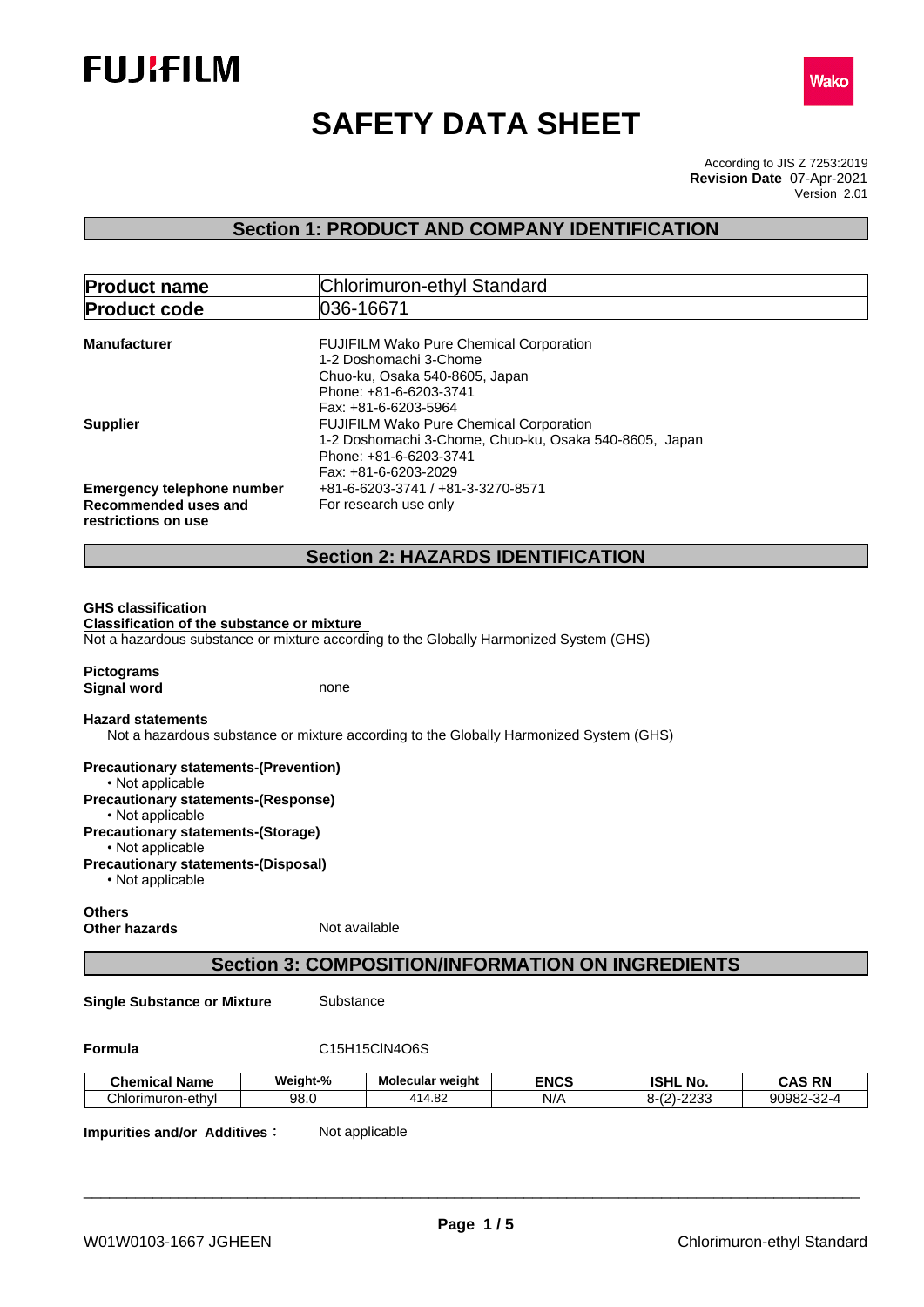FUJIFILM

Wako

# SAFETY DATA SHEET

According to JIS Z 7253:2019
**Revision Date** 07-Apr-2021
Version 2.01

## Section 1: PRODUCT AND COMPANY IDENTIFICATION

| **Product name** | Chlorimuron-ethyl Standard |
|---|---|
| **Product code** | 036-16671 |

**Manufacturer**
FUJIFILM Wako Pure Chemical Corporation
1-2 Doshomachi 3-Chome
Chuo-ku, Osaka 540-8605, Japan
Phone: +81-6-6203-3741
Fax: +81-6-6203-5964

**Supplier**
FUJIFILM Wako Pure Chemical Corporation
1-2 Doshomachi 3-Chome, Chuo-ku, Osaka 540-8605, Japan
Phone: +81-6-6203-3741
Fax: +81-6-6203-2029

**Emergency telephone number** +81-6-6203-3741 / +81-3-3270-8571

**Recommended uses and restrictions on use** For research use only

## Section 2: HAZARDS IDENTIFICATION

**GHS classification**
**Classification of the substance or mixture**
Not a hazardous substance or mixture according to the Globally Harmonized System (GHS)

**Pictograms**
**Signal word** none

**Hazard statements**
Not a hazardous substance or mixture according to the Globally Harmonized System (GHS)

**Precautionary statements-(Prevention)**
• Not applicable

**Precautionary statements-(Response)**
• Not applicable

**Precautionary statements-(Storage)**
• Not applicable

**Precautionary statements-(Disposal)**
• Not applicable

**Others**
**Other hazards** Not available

## Section 3: COMPOSITION/INFORMATION ON INGREDIENTS

**Single Substance or Mixture** Substance

**Formula** C15H15ClN4O6S

| Chemical Name | Weight-% | Molecular weight | ENCS | ISHL No. | CAS RN |
|---|---|---|---|---|---|
| Chlorimuron-ethyl | 98.0 | 414.82 | N/A | 8-(2)-2233 | 90982-32-4 |

**Impurities and/or Additives :** Not applicable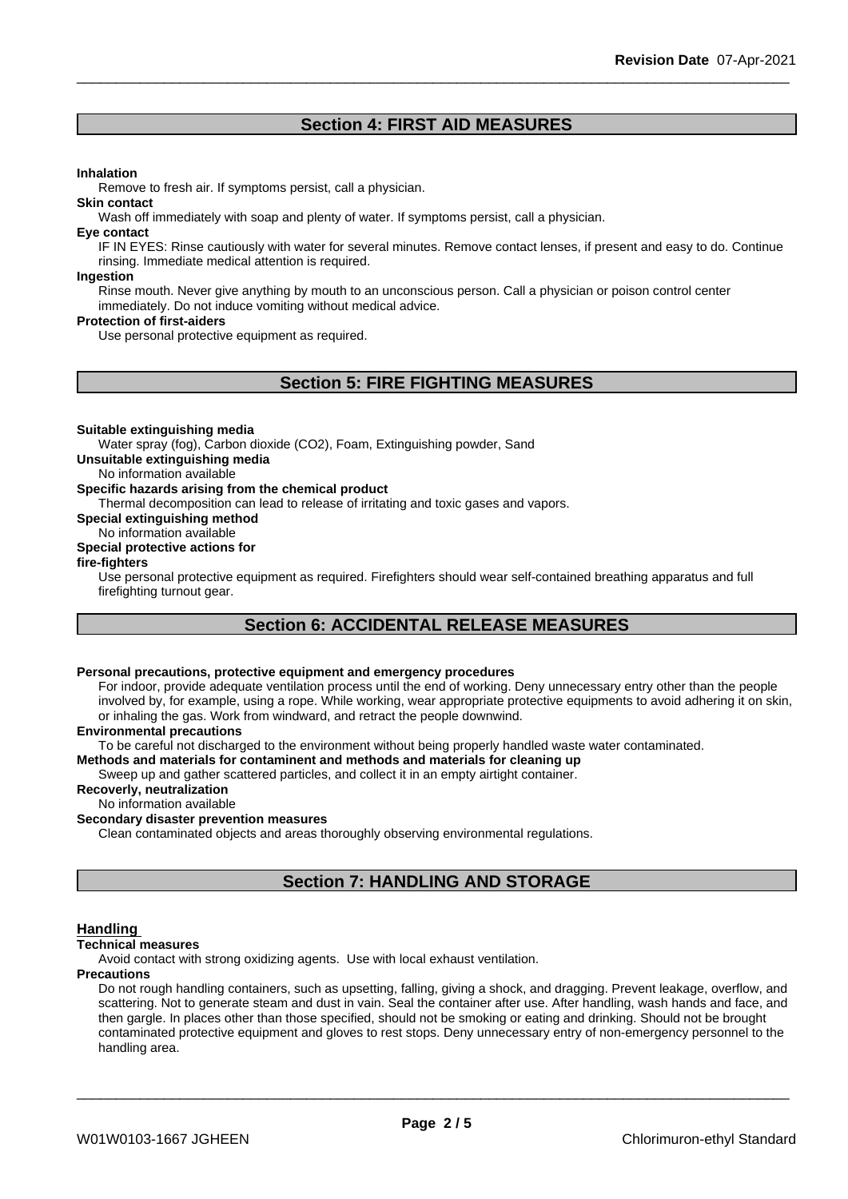## Section 4: FIRST AID MEASURES

**Inhalation**

Remove to fresh air. If symptoms persist, call a physician.

**Skin contact**

Wash off immediately with soap and plenty of water. If symptoms persist, call a physician.

**Eye contact**

IF IN EYES: Rinse cautiously with water for several minutes. Remove contact lenses, if present and easy to do. Continue rinsing. Immediate medical attention is required.

**Ingestion**

Rinse mouth. Never give anything by mouth to an unconscious person. Call a physician or poison control center immediately. Do not induce vomiting without medical advice.

**Protection of first-aiders**

Use personal protective equipment as required.

## Section 5: FIRE FIGHTING MEASURES

**Suitable extinguishing media**

Water spray (fog), Carbon dioxide ($CO_2$), Foam, Extinguishing powder, Sand

**Unsuitable extinguishing media**

No information available

**Specific hazards arising from the chemical product**

Thermal decomposition can lead to release of irritating and toxic gases and vapors.

**Special extinguishing method**

No information available

**Special protective actions for fire-fighters**

Use personal protective equipment as required. Firefighters should wear self-contained breathing apparatus and full firefighting turnout gear.

## Section 6: ACCIDENTAL RELEASE MEASURES

**Personal precautions, protective equipment and emergency procedures**

For indoor, provide adequate ventilation process until the end of working. Deny unnecessary entry other than the people involved by, for example, using a rope. While working, wear appropriate protective equipments to avoid adhering it on skin, or inhaling the gas. Work from windward, and retract the people downwind.

**Environmental precautions**

To be careful not discharged to the environment without being properly handled waste water contaminated.

**Methods and materials for contaminent and methods and materials for cleaning up**

Sweep up and gather scattered particles, and collect it in an empty airtight container.

**Recoverly, neutralization**

No information available

**Secondary disaster prevention measures**

Clean contaminated objects and areas thoroughly observing environmental regulations.

## Section 7: HANDLING AND STORAGE

### Handling

**Technical measures**

Avoid contact with strong oxidizing agents. Use with local exhaust ventilation.

**Precautions**

Do not rough handling containers, such as upsetting, falling, giving a shock, and dragging. Prevent leakage, overflow, and scattering. Not to generate steam and dust in vain. Seal the container after use. After handling, wash hands and face, and then gargle. In places other than those specified, should not be smoking or eating and drinking. Should not be brought contaminated protective equipment and gloves to rest stops. Deny unnecessary entry of non-emergency personnel to the handling area.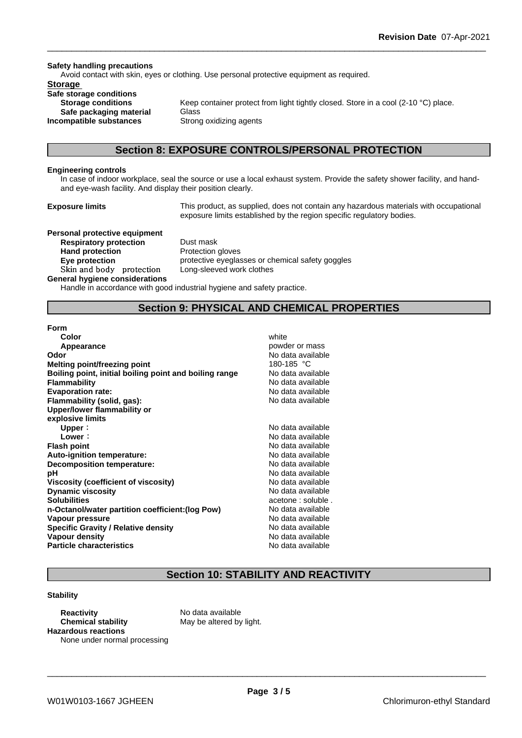**Safety handling precautions**

Avoid contact with skin, eyes or clothing. Use personal protective equipment as required.

**Storage**

**Safe storage conditions**

| | |
|---|---|
| **Storage conditions** | Keep container protect from light tightly closed. Store in a cool (2-10 °C) place. |
| **Safe packaging material** | Glass |
| **Incompatible substances** | Strong oxidizing agents |

## Section 8: EXPOSURE CONTROLS/PERSONAL PROTECTION

**Engineering controls**

In case of indoor workplace, seal the source or use a local exhaust system. Provide the safety shower facility, and hand-and eye-wash facility. And display their position clearly.

| | |
|---|---|
| **Exposure limits** | This product, as supplied, does not contain any hazardous materials with occupational exposure limits established by the region specific regulatory bodies. |

**Personal protective equipment**

| | |
|---|---|
| **Respiratory protection** | Dust mask |
| **Hand protection** | Protection gloves |
| **Eye protection** | protective eyeglasses or chemical safety goggles |
| **Skin and body protection** | Long-sleeved work clothes |

**General hygiene considerations**

Handle in accordance with good industrial hygiene and safety practice.

## Section 9: PHYSICAL AND CHEMICAL PROPERTIES

**Form**

| | |
|---|---|
| **Color** | white |
| **Appearance** | powder or mass |
| **Odor** | No data available |
| **Melting point/freezing point** | 180-185 °C |
| **Boiling point, initial boiling point and boiling range** | No data available |
| **Flammability** | No data available |
| **Evaporation rate:** | No data available |
| **Flammability (solid, gas):** | No data available |
| **Upper/lower flammability or explosive limits** | |
| **Upper**： | No data available |
| **Lower**： | No data available |
| **Flash point** | No data available |
| **Auto-ignition temperature:** | No data available |
| **Decomposition temperature:** | No data available |
| **pH** | No data available |
| **Viscosity (coefficient of viscosity)** | No data available |
| **Dynamic viscosity** | No data available |
| **Solubilities** | acetone : soluble . |
| **n-Octanol/water partition coefficient:(log Pow)** | No data available |
| **Vapour pressure** | No data available |
| **Specific Gravity / Relative density** | No data available |
| **Vapour density** | No data available |
| **Particle characteristics** | No data available |

## Section 10: STABILITY AND REACTIVITY

**Stability**

| | |
|---|---|
| **Reactivity** | No data available |
| **Chemical stability** | May be altered by light. |

**Hazardous reactions**

None under normal processing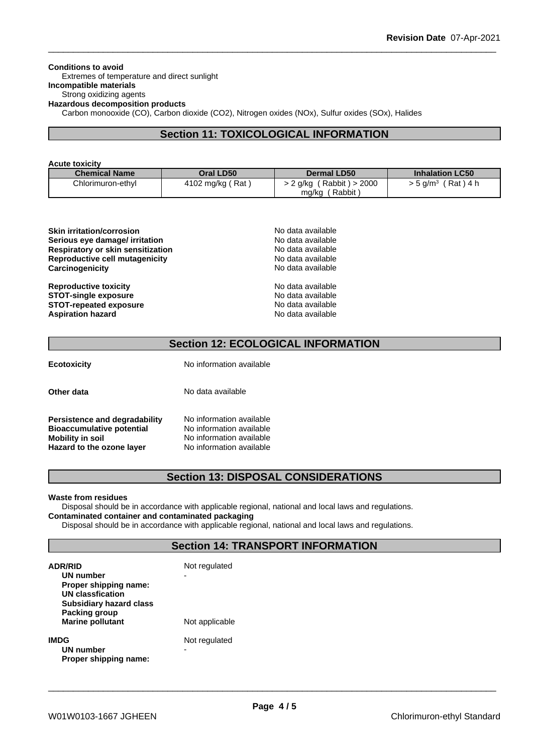**Conditions to avoid**
Extremes of temperature and direct sunlight
**Incompatible materials**
Strong oxidizing agents
**Hazardous decomposition products**
Carbon monooxide (CO), Carbon dioxide (CO2), Nitrogen oxides (NOx), Sulfur oxides (SOx), Halides

## Section 11: TOXICOLOGICAL INFORMATION

**Acute toxicity**

| Chemical Name | Oral LD50 | Dermal LD50 | Inhalation LC50 |
|---|---|---|---|
| Chlorimuron-ethyl | 4102 mg/kg ( Rat ) | > 2 g/kg ( Rabbit ) > 2000 mg/kg ( Rabbit ) | > 5 g/m$^3$ ( Rat ) 4 h |

**Skin irritation/corrosion** No data available
**Serious eye damage/ irritation** No data available
**Respiratory or skin sensitization** No data available
**Reproductive cell mutagenicity** No data available
**Carcinogenicity** No data available

**Reproductive toxicity** No data available
**STOT-single exposure** No data available
**STOT-repeated exposure** No data available
**Aspiration hazard** No data available

## Section 12: ECOLOGICAL INFORMATION

**Ecotoxicity** No information available

**Other data** No data available

**Persistence and degradability** No information available
**Bioaccumulative potential** No information available
**Mobility in soil** No information available
**Hazard to the ozone layer** No information available

## Section 13: DISPOSAL CONSIDERATIONS

**Waste from residues**
Disposal should be in accordance with applicable regional, national and local laws and regulations.
**Contaminated container and contaminated packaging**
Disposal should be in accordance with applicable regional, national and local laws and regulations.

## Section 14: TRANSPORT INFORMATION

**ADR/RID** Not regulated
**UN number** -
**Proper shipping name:**
**UN classfication**
**Subsidiary hazard class**
**Packing group**
**Marine pollutant** Not applicable

**IMDG** Not regulated
**UN number** -
**Proper shipping name:**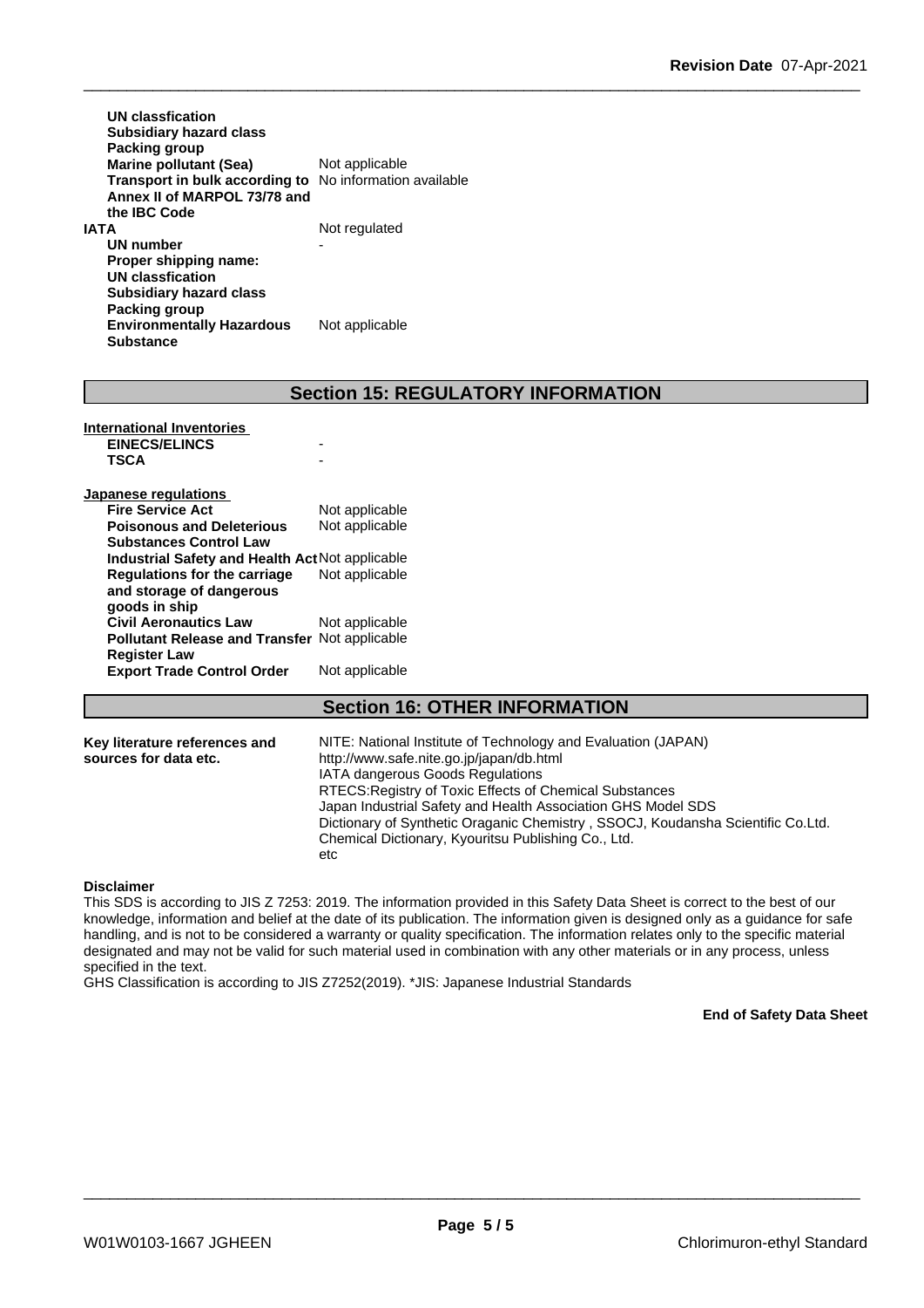| | |
|---|---|
| **UN classfication** | |
| **Subsidiary hazard class** | |
| **Packing group** | |
| **Marine pollutant (Sea)** | Not applicable |
| **Transport in bulk according to Annex II of MARPOL 73/78 and the IBC Code** | No information available |

| | |
|---|---|
| **IATA** | Not regulated |
| **UN number** | - |
| **Proper shipping name:** | |
| **UN classfication** | |
| **Subsidiary hazard class** | |
| **Packing group** | |
| **Environmentally Hazardous Substance** | Not applicable |

## Section 15: REGULATORY INFORMATION

**International Inventories**

| | |
|---|---|
| **EINECS/ELINCS** | - |
| **TSCA** | - |

**Japanese regulations**

| | |
|---|---|
| **Fire Service Act** | Not applicable |
| **Poisonous and Deleterious Substances Control Law** | Not applicable |
| **Industrial Safety and Health Act** | Not applicable |
| **Regulations for the carriage and storage of dangerous goods in ship** | Not applicable |
| **Civil Aeronautics Law** | Not applicable |
| **Pollutant Release and Transfer Register Law** | Not applicable |
| **Export Trade Control Order** | Not applicable |

## Section 16: OTHER INFORMATION

**Key literature references and sources for data etc.**

NITE: National Institute of Technology and Evaluation (JAPAN)
http://www.safe.nite.go.jp/japan/db.html
IATA dangerous Goods Regulations
RTECS:Registry of Toxic Effects of Chemical Substances
Japan Industrial Safety and Health Association GHS Model SDS
Dictionary of Synthetic Oraganic Chemistry , SSOCJ, Koudansha Scientific Co.Ltd.
Chemical Dictionary, Kyouritsu Publishing Co., Ltd.
etc

**Disclaimer**

This SDS is according to JIS Z 7253: 2019. The information provided in this Safety Data Sheet is correct to the best of our knowledge, information and belief at the date of its publication. The information given is designed only as a guidance for safe handling, and is not to be considered a warranty or quality specification. The information relates only to the specific material designated and may not be valid for such material used in combination with any other materials or in any process, unless specified in the text.

GHS Classification is according to JIS Z7252(2019). *JIS: Japanese Industrial Standards

**End of Safety Data Sheet**